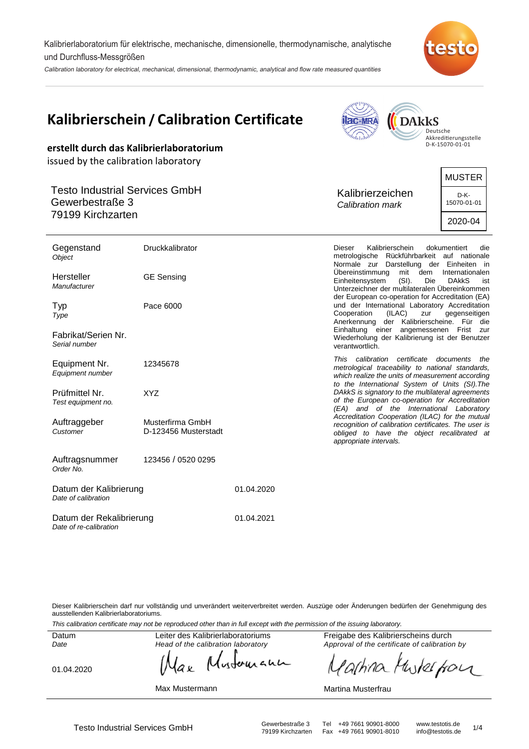Kalibrierlaboratorium für elektrische, mechanische, dimensionelle, thermodynamische, analytische und Durchfluss-Messgrößen

*Calibration laboratory for electrical, mechanical, dimensional, thermodynamic, analytical and flow rate measured quantities*

# Kalibrierschein / Calibration Certificate

ilac-MRA | DAkkS Deutsche Akkreditierungsstelle D-K-15070-01-01

**erstellt durch das Kalibrierlaboratorium**
issued by the calibration laboratory

Testo Industrial Services GmbH
Gewerbestraße 3
79199 Kirchzarten

Kalibrierzeichen
*Calibration mark*

| MUSTER |
|---|
| D-K-15070-01-01 |
| 2020-04 |

| | | |
|---|---|---|
| Gegenstand *Object* | Druckkalibrator | |
| Hersteller *Manufacturer* | GE Sensing | |
| Typ *Type* | Pace 6000 | |
| Fabrikat/Serien Nr. *Serial number* | | |
| Equipment Nr. *Equipment number* | 12345678 | |
| Prüfmittel Nr. *Test equipment no.* | XYZ | |
| Auftraggeber *Customer* | Musterfirma GmbH D-123456 Musterstadt | |
| Auftragsnummer *Order No.* | 123456 / 0520 0295 | |
| Datum der Kalibrierung *Date of calibration* | | 01.04.2020 |
| Datum der Rekalibrierung *Date of re-calibration* | | 01.04.2021 |

Dieser Kalibrierschein dokumentiert die metrologische Rückführbarkeit auf nationale Normale zur Darstellung der Einheiten in Übereinstimmung mit dem Internationalen Einheitensystem (SI). Die DAkkS ist Unterzeichner der multilateralen Übereinkommen der European co-operation for Accreditation (EA) und der International Laboratory Accreditation Cooperation (ILAC) zur gegenseitigen Anerkennung der Kalibrierscheine. Für die Einhaltung einer angemessenen Frist zur Wiederholung der Kalibrierung ist der Benutzer verantwortlich.

*This calibration certificate documents the metrological traceability to national standards, which realize the units of measurement according to the International System of Units (SI).The DAkkS is signatory to the multilateral agreements of the European co-operation for Accreditation (EA) and of the International Laboratory Accreditation Cooperation (ILAC) for the mutual recognition of calibration certificates. The user is obliged to have the object recalibrated at appropriate intervals.*

Dieser Kalibrierschein darf nur vollständig und unverändert weiterverbreitet werden. Auszüge oder Änderungen bedürfen der Genehmigung des ausstellenden Kalibrierlaboratoriums.

*This calibration certificate may not be reproduced other than in full except with the permission of the issuing laboratory.*

| Datum *Date* | Leiter des Kalibrierlaboratoriums *Head of the calibration laboratory* | Freigabe des Kalibrierscheins durch *Approval of the certificate of calibration by* |
|---|---|---|
| 01.04.2020 | Max Mustermann | Martina Musterfrau |

Testo Industrial Services GmbH | Gewerbestraße 3, 79199 Kirchzarten | Tel +49 7661 90901-8000, Fax +49 7661 90901-8010 | www.testotis.de, info@testotis.de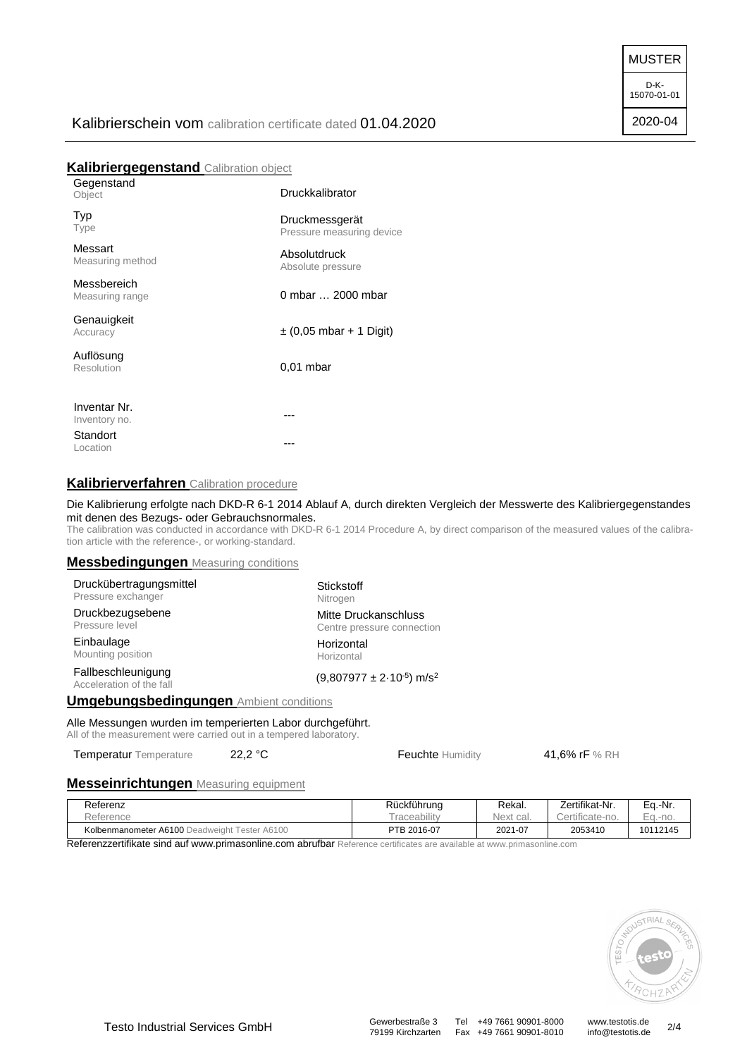MUSTER

D-K-15070-01-01

2020-04

Kalibrierschein vom calibration certificate dated 01.04.2020

## Kalibriergegenstand Calibration object

| | |
|---|---|
| Gegenstand<br>Object | Druckkalibrator |
| Typ<br>Type | Druckmessgerät<br>Pressure measuring device |
| Messart<br>Measuring method | Absolutdruck<br>Absolute pressure |
| Messbereich<br>Measuring range | 0 mbar … 2000 mbar |
| Genauigkeit<br>Accuracy | ± (0,05 mbar + 1 Digit) |
| Auflösung<br>Resolution | 0,01 mbar |
| Inventar Nr.<br>Inventory no. | --- |
| Standort<br>Location | --- |

## Kalibrierverfahren Calibration procedure

Die Kalibrierung erfolgte nach DKD-R 6-1 2014 Ablauf A, durch direkten Vergleich der Messwerte des Kalibriergegenstandes mit denen des Bezugs- oder Gebrauchsnormales.
The calibration was conducted in accordance with DKD-R 6-1 2014 Procedure A, by direct comparison of the measured values of the calibration article with the reference-, or working-standard.

## Messbedingungen Measuring conditions

| | |
|---|---|
| Druckübertragungsmittel<br>Pressure exchanger | Stickstoff<br>Nitrogen |
| Druckbezugsebene<br>Pressure level | Mitte Druckanschluss<br>Centre pressure connection |
| Einbaulage<br>Mounting position | Horizontal<br>Horizontal |
| Fallbeschleunigung<br>Acceleration of the fall | $(9{,}807977 \pm 2 \cdot 10^{-5})$ m/s$^2$ |

## Umgebungsbedingungen Ambient conditions

Alle Messungen wurden im temperierten Labor durchgeführt.
All of the measurement were carried out in a tempered laboratory.

| Temperatur Temperature | 22,2 °C | Feuchte Humidity | 41,6% rF % RH |
|---|---|---|---|

## Messeinrichtungen Measuring equipment

| Referenz<br>Reference | Rückführung<br>Traceability | Rekal.<br>Next cal. | Zertifikat-Nr.<br>Certificate-no. | Eq.-Nr.<br>Eq.-no. |
|---|---|---|---|---|
| Kolbenmanometer A6100 Deadweight Tester A6100 | PTB 2016-07 | 2021-07 | 2053410 | 10112145 |

Referenzzertifikate sind auf www.primasonline.com abrufbar Reference certificates are available at www.primasonline.com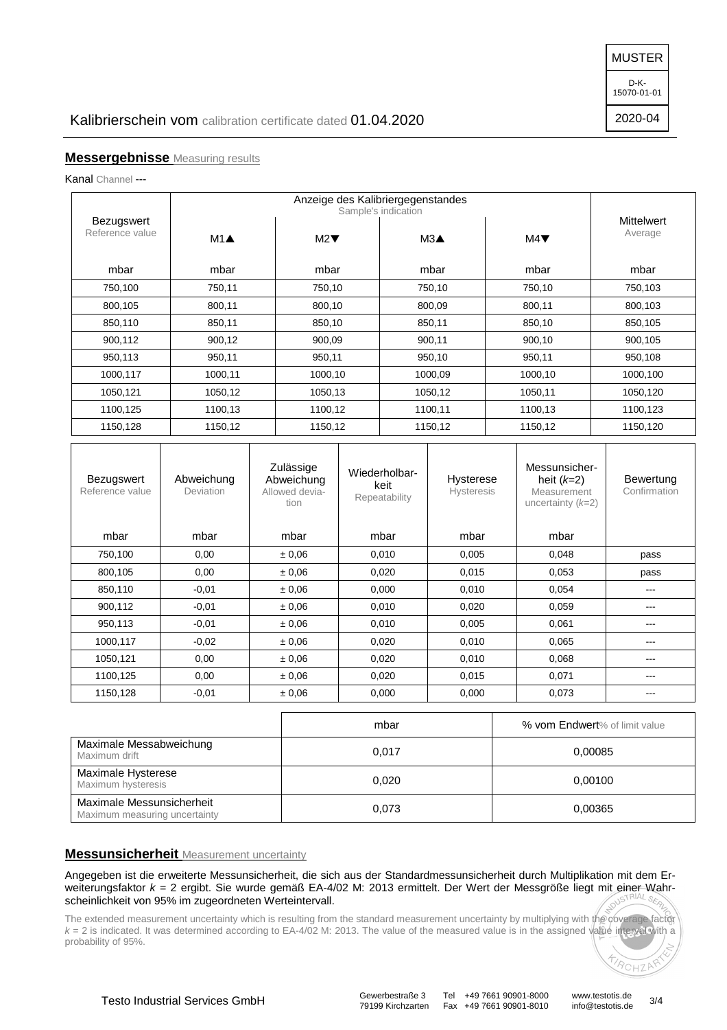MUSTER

D-K-15070-01-01

2020-04

Kalibrierschein vom calibration certificate dated 01.04.2020

## Messergebnisse Measuring results

Kanal Channel ---

| Bezugswert Reference value | Anzeige des Kalibriergegenstandes Sample's indication | | | | Mittelwert Average |
|---|---|---|---|---|---|
| | M1▲ | M2▼ | M3▲ | M4▼ | |
| mbar | mbar | mbar | mbar | mbar | mbar |
| 750,100 | 750,11 | 750,10 | 750,10 | 750,10 | 750,103 |
| 800,105 | 800,11 | 800,10 | 800,09 | 800,11 | 800,103 |
| 850,110 | 850,11 | 850,10 | 850,11 | 850,10 | 850,105 |
| 900,112 | 900,12 | 900,09 | 900,11 | 900,10 | 900,105 |
| 950,113 | 950,11 | 950,11 | 950,10 | 950,11 | 950,108 |
| 1000,117 | 1000,11 | 1000,10 | 1000,09 | 1000,10 | 1000,100 |
| 1050,121 | 1050,12 | 1050,13 | 1050,12 | 1050,11 | 1050,120 |
| 1100,125 | 1100,13 | 1100,12 | 1100,11 | 1100,13 | 1100,123 |
| 1150,128 | 1150,12 | 1150,12 | 1150,12 | 1150,12 | 1150,120 |

| Bezugswert Reference value | Abweichung Deviation | Zulässige Abweichung Allowed deviation | Wiederholbarkeit Repeatability | Hysterese Hysteresis | Messunsicherheit ($k$=2) Measurement uncertainty ($k$=2) | Bewertung Confirmation |
|---|---|---|---|---|---|---|
| mbar | mbar | mbar | mbar | mbar | mbar | |
| 750,100 | 0,00 | ± 0,06 | 0,010 | 0,005 | 0,048 | pass |
| 800,105 | 0,00 | ± 0,06 | 0,020 | 0,015 | 0,053 | pass |
| 850,110 | -0,01 | ± 0,06 | 0,000 | 0,010 | 0,054 | --- |
| 900,112 | -0,01 | ± 0,06 | 0,010 | 0,020 | 0,059 | --- |
| 950,113 | -0,01 | ± 0,06 | 0,010 | 0,005 | 0,061 | --- |
| 1000,117 | -0,02 | ± 0,06 | 0,020 | 0,010 | 0,065 | --- |
| 1050,121 | 0,00 | ± 0,06 | 0,020 | 0,010 | 0,068 | --- |
| 1100,125 | 0,00 | ± 0,06 | 0,020 | 0,015 | 0,071 | --- |
| 1150,128 | -0,01 | ± 0,06 | 0,000 | 0,000 | 0,073 | --- |

| | mbar | % vom Endwert % of limit value |
|---|---|---|
| Maximale Messabweichung Maximum drift | 0,017 | 0,00085 |
| Maximale Hysterese Maximum hysteresis | 0,020 | 0,00100 |
| Maximale Messunsicherheit Maximum measuring uncertainty | 0,073 | 0,00365 |

## Messunsicherheit Measurement uncertainty

Angegeben ist die erweiterte Messunsicherheit, die sich aus der Standardmessunsicherheit durch Multiplikation mit dem Erweiterungsfaktor $k$ = 2 ergibt. Sie wurde gemäß EA-4/02 M: 2013 ermittelt. Der Wert der Messgröße liegt mit einer Wahrscheinlichkeit von 95% im zugeordneten Werteintervall.

The extended measurement uncertainty which is resulting from the standard measurement uncertainty by multiplying with the coverage factor $k$ = 2 is indicated. It was determined according to EA-4/02 M: 2013. The value of the measured value is in the assigned value interval with a probability of 95%.

Testo Industrial Services GmbH — Gewerbestraße 3, 79199 Kirchzarten — Tel +49 7661 90901-8000, Fax +49 7661 90901-8010 — www.testotis.de, info@testotis.de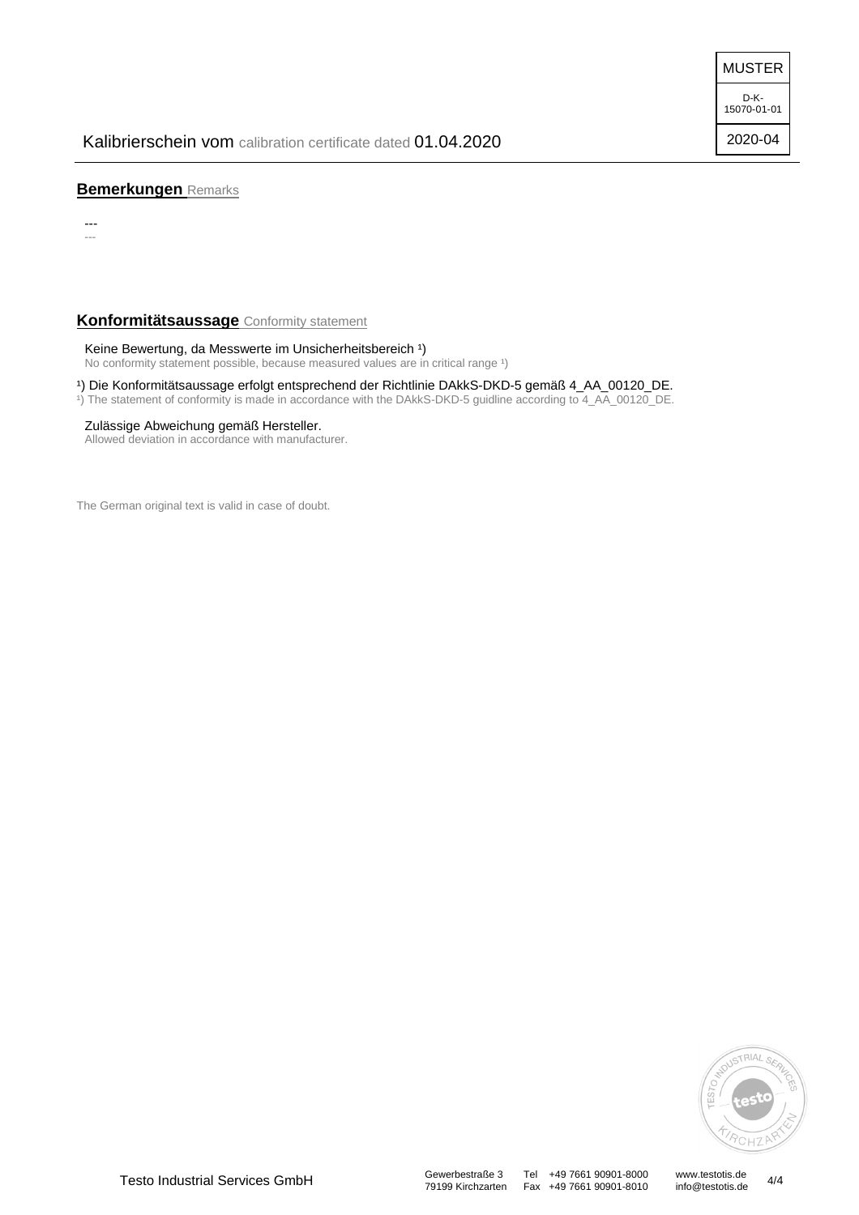Kalibrierschein vom calibration certificate dated 01.04.2020

## **Bemerkungen** Remarks

---

---

## **Konformitätsaussage** Conformity statement

Keine Bewertung, da Messwerte im Unsicherheitsbereich [1])
No conformity statement possible, because measured values are in critical range [1])

[1]) Die Konformitätsaussage erfolgt entsprechend der Richtlinie DAkkS-DKD-5 gemäß 4_AA_00120_DE.
[1]) The statement of conformity is made in accordance with the DAkkS-DKD-5 guidline according to 4_AA_00120_DE.

Zulässige Abweichung gemäß Hersteller.
Allowed deviation in accordance with manufacturer.

The German original text is valid in case of doubt.